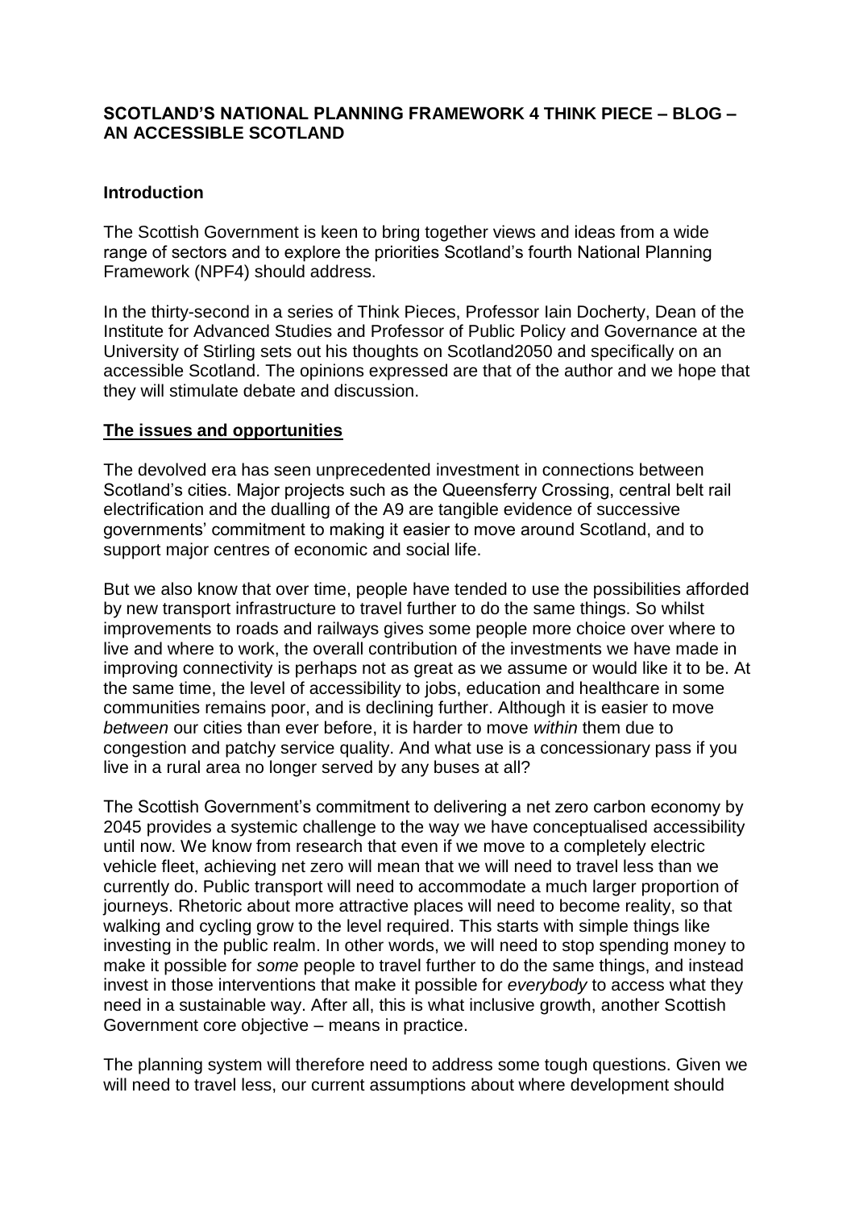# SCOTLAND'S NATIONAL PLANNING FRAMEWORK 4 THINK PIECE – BLOG – AN ACCESSIBLE SCOTLAND

## Introduction

The Scottish Government is keen to bring together views and ideas from a wide range of sectors and to explore the priorities Scotland's fourth National Planning Framework (NPF4) should address.

In the thirty-second in a series of Think Pieces, Professor Iain Docherty, Dean of the Institute for Advanced Studies and Professor of Public Policy and Governance at the University of Stirling sets out his thoughts on Scotland2050 and specifically on an accessible Scotland. The opinions expressed are that of the author and we hope that they will stimulate debate and discussion.

## The issues and opportunities

The devolved era has seen unprecedented investment in connections between Scotland's cities. Major projects such as the Queensferry Crossing, central belt rail electrification and the dualling of the A9 are tangible evidence of successive governments' commitment to making it easier to move around Scotland, and to support major centres of economic and social life.

But we also know that over time, people have tended to use the possibilities afforded by new transport infrastructure to travel further to do the same things. So whilst improvements to roads and railways gives some people more choice over where to live and where to work, the overall contribution of the investments we have made in improving connectivity is perhaps not as great as we assume or would like it to be. At the same time, the level of accessibility to jobs, education and healthcare in some communities remains poor, and is declining further. Although it is easier to move *between* our cities than ever before, it is harder to move *within* them due to congestion and patchy service quality. And what use is a concessionary pass if you live in a rural area no longer served by any buses at all?

The Scottish Government's commitment to delivering a net zero carbon economy by 2045 provides a systemic challenge to the way we have conceptualised accessibility until now. We know from research that even if we move to a completely electric vehicle fleet, achieving net zero will mean that we will need to travel less than we currently do. Public transport will need to accommodate a much larger proportion of journeys. Rhetoric about more attractive places will need to become reality, so that walking and cycling grow to the level required. This starts with simple things like investing in the public realm. In other words, we will need to stop spending money to make it possible for *some* people to travel further to do the same things, and instead invest in those interventions that make it possible for *everybody* to access what they need in a sustainable way. After all, this is what inclusive growth, another Scottish Government core objective – means in practice.

The planning system will therefore need to address some tough questions. Given we will need to travel less, our current assumptions about where development should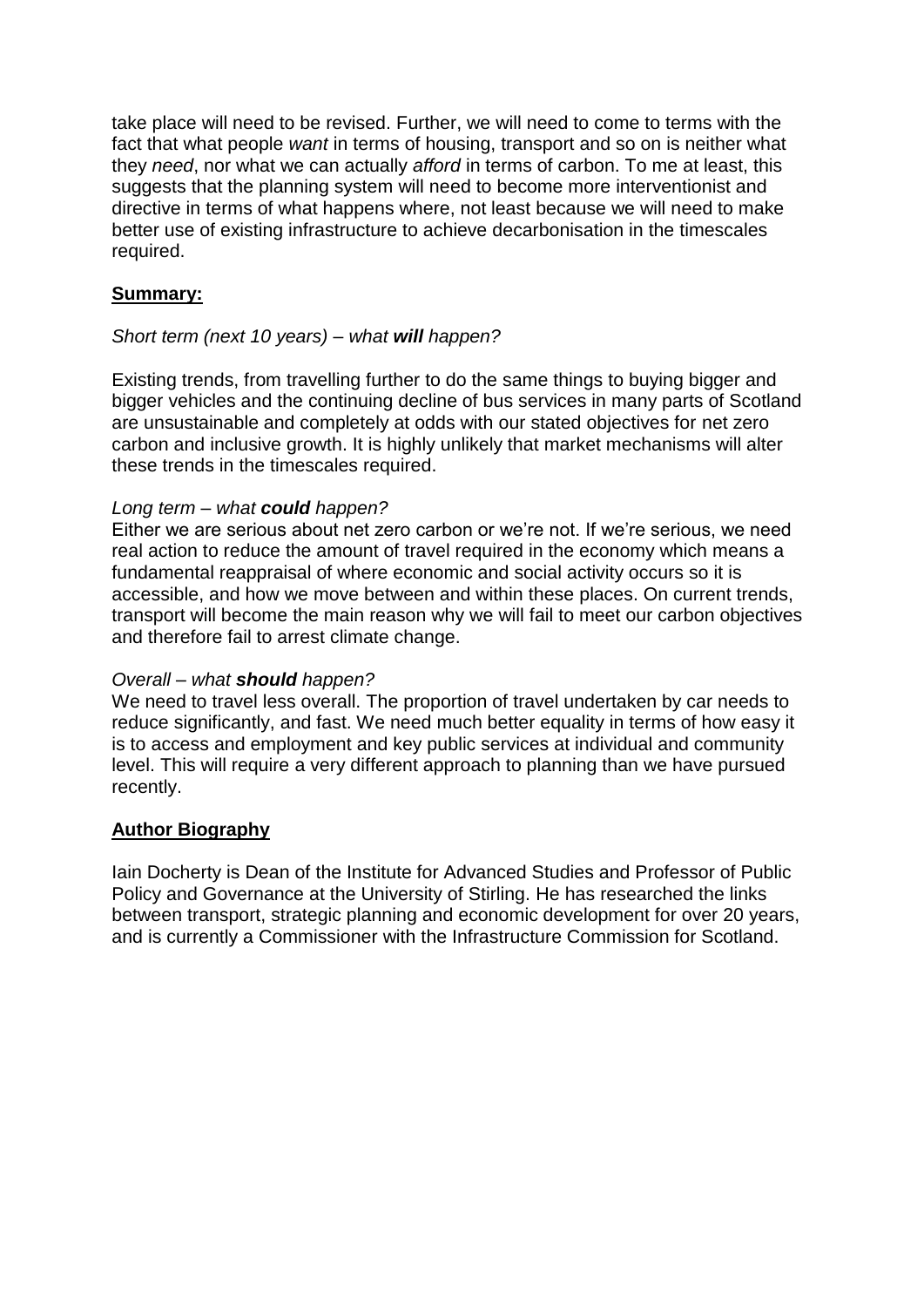take place will need to be revised. Further, we will need to come to terms with the fact that what people *want* in terms of housing, transport and so on is neither what they *need*, nor what we can actually *afford* in terms of carbon. To me at least, this suggests that the planning system will need to become more interventionist and directive in terms of what happens where, not least because we will need to make better use of existing infrastructure to achieve decarbonisation in the timescales required.

## Summary:

*Short term (next 10 years) – what* ***will*** *happen?*

Existing trends, from travelling further to do the same things to buying bigger and bigger vehicles and the continuing decline of bus services in many parts of Scotland are unsustainable and completely at odds with our stated objectives for net zero carbon and inclusive growth. It is highly unlikely that market mechanisms will alter these trends in the timescales required.

*Long term – what* ***could*** *happen?*

Either we are serious about net zero carbon or we're not. If we're serious, we need real action to reduce the amount of travel required in the economy which means a fundamental reappraisal of where economic and social activity occurs so it is accessible, and how we move between and within these places. On current trends, transport will become the main reason why we will fail to meet our carbon objectives and therefore fail to arrest climate change.

*Overall – what* ***should*** *happen?*

We need to travel less overall. The proportion of travel undertaken by car needs to reduce significantly, and fast. We need much better equality in terms of how easy it is to access and employment and key public services at individual and community level. This will require a very different approach to planning than we have pursued recently.

## Author Biography

Iain Docherty is Dean of the Institute for Advanced Studies and Professor of Public Policy and Governance at the University of Stirling. He has researched the links between transport, strategic planning and economic development for over 20 years, and is currently a Commissioner with the Infrastructure Commission for Scotland.